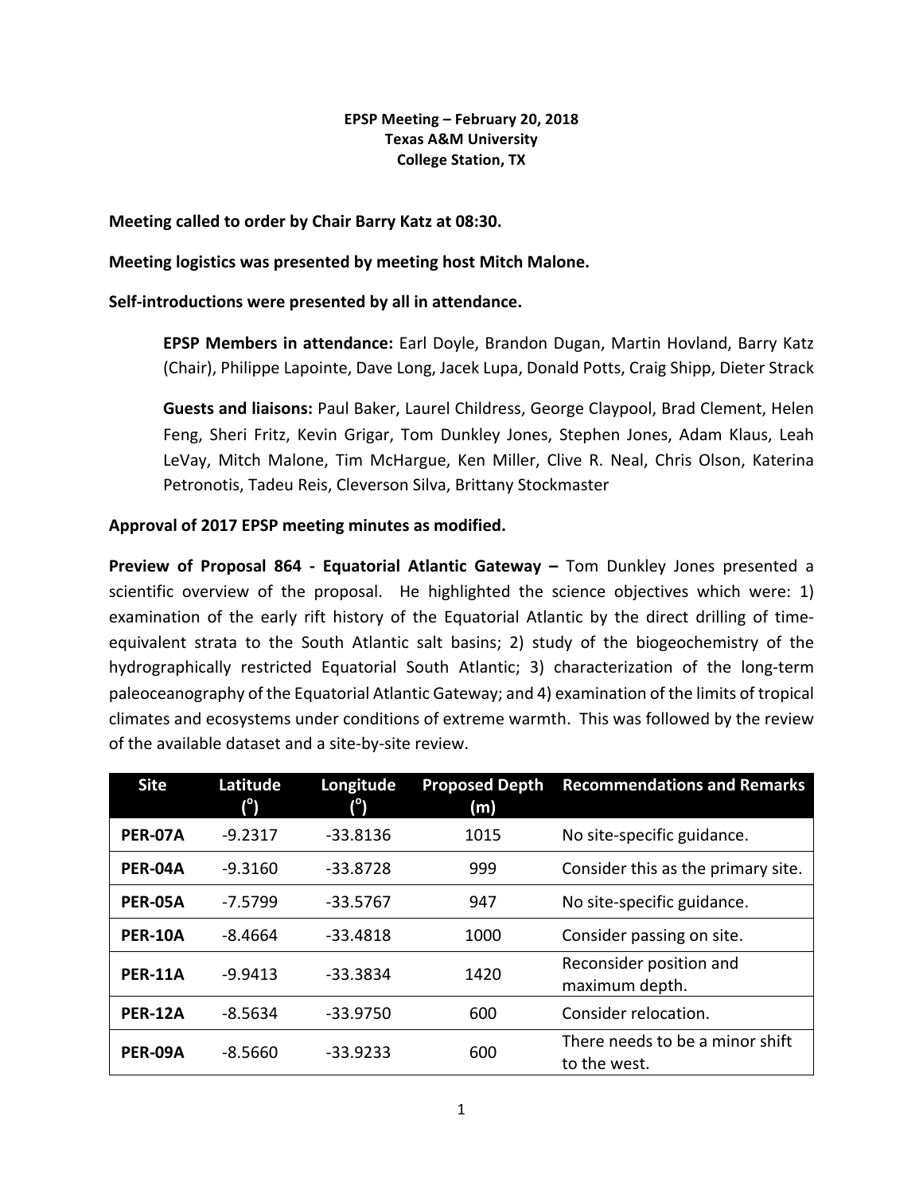**EPSP Meeting – February 20, 2018**
**Texas A&M University**
**College Station, TX**

**Meeting called to order by Chair Barry Katz at 08:30.**

**Meeting logistics was presented by meeting host Mitch Malone.**

**Self-introductions were presented by all in attendance.**

> **EPSP Members in attendance:** Earl Doyle, Brandon Dugan, Martin Hovland, Barry Katz (Chair), Philippe Lapointe, Dave Long, Jacek Lupa, Donald Potts, Craig Shipp, Dieter Strack
>
> **Guests and liaisons:** Paul Baker, Laurel Childress, George Claypool, Brad Clement, Helen Feng, Sheri Fritz, Kevin Grigar, Tom Dunkley Jones, Stephen Jones, Adam Klaus, Leah LeVay, Mitch Malone, Tim McHargue, Ken Miller, Clive R. Neal, Chris Olson, Katerina Petronotis, Tadeu Reis, Cleverson Silva, Brittany Stockmaster

**Approval of 2017 EPSP meeting minutes as modified.**

**Preview of Proposal 864 - Equatorial Atlantic Gateway –** Tom Dunkley Jones presented a scientific overview of the proposal. He highlighted the science objectives which were: 1) examination of the early rift history of the Equatorial Atlantic by the direct drilling of time-equivalent strata to the South Atlantic salt basins; 2) study of the biogeochemistry of the hydrographically restricted Equatorial South Atlantic; 3) characterization of the long-term paleoceanography of the Equatorial Atlantic Gateway; and 4) examination of the limits of tropical climates and ecosystems under conditions of extreme warmth. This was followed by the review of the available dataset and a site-by-site review.

| Site | Latitude (°) | Longitude (°) | Proposed Depth (m) | Recommendations and Remarks |
|---|---|---|---|---|
| **PER-07A** | -9.2317 | -33.8136 | 1015 | No site-specific guidance. |
| **PER-04A** | -9.3160 | -33.8728 | 999 | Consider this as the primary site. |
| **PER-05A** | -7.5799 | -33.5767 | 947 | No site-specific guidance. |
| **PER-10A** | -8.4664 | -33.4818 | 1000 | Consider passing on site. |
| **PER-11A** | -9.9413 | -33.3834 | 1420 | Reconsider position and maximum depth. |
| **PER-12A** | -8.5634 | -33.9750 | 600 | Consider relocation. |
| **PER-09A** | -8.5660 | -33.9233 | 600 | There needs to be a minor shift to the west. |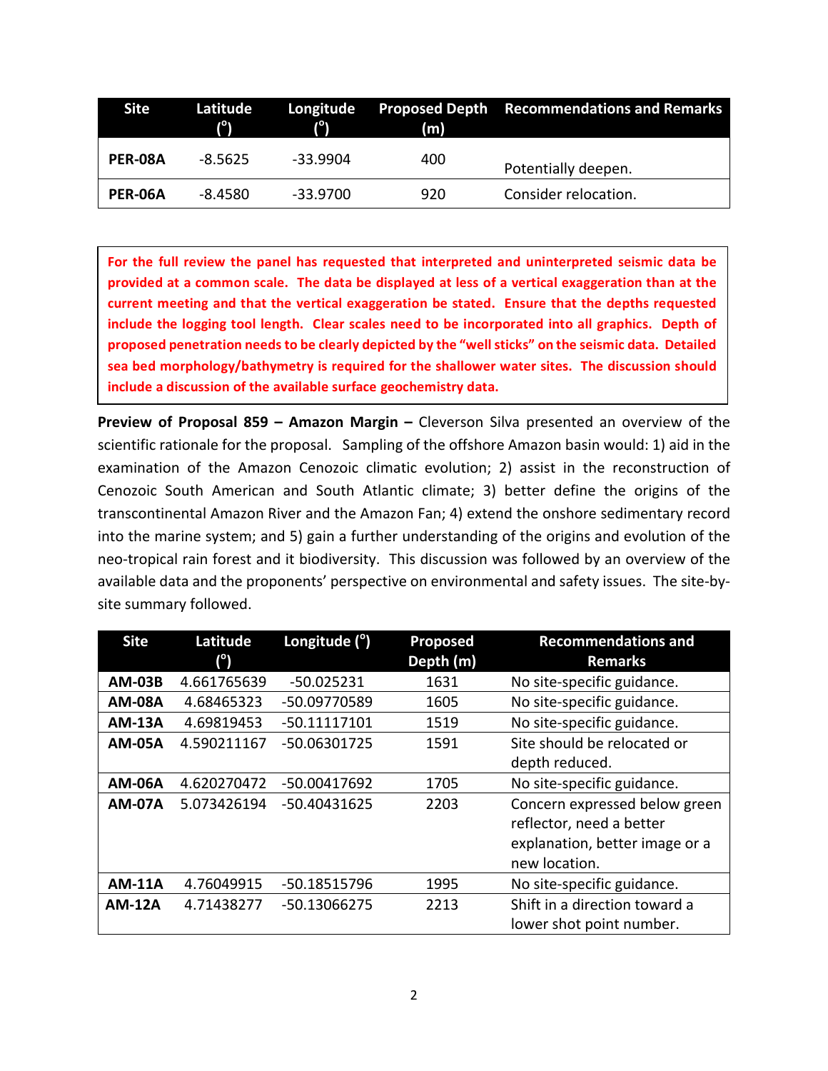| Site | Latitude (°) | Longitude (°) | Proposed Depth (m) | Recommendations and Remarks |
|---|---|---|---|---|
| **PER-08A** | -8.5625 | -33.9904 | 400 | Potentially deepen. |
| **PER-06A** | -8.4580 | -33.9700 | 920 | Consider relocation. |

**For the full review the panel has requested that interpreted and uninterpreted seismic data be provided at a common scale. The data be displayed at less of a vertical exaggeration than at the current meeting and that the vertical exaggeration be stated. Ensure that the depths requested include the logging tool length. Clear scales need to be incorporated into all graphics. Depth of proposed penetration needs to be clearly depicted by the "well sticks" on the seismic data. Detailed sea bed morphology/bathymetry is required for the shallower water sites. The discussion should include a discussion of the available surface geochemistry data.**

**Preview of Proposal 859 – Amazon Margin –** Cleverson Silva presented an overview of the scientific rationale for the proposal. Sampling of the offshore Amazon basin would: 1) aid in the examination of the Amazon Cenozoic climatic evolution; 2) assist in the reconstruction of Cenozoic South American and South Atlantic climate; 3) better define the origins of the transcontinental Amazon River and the Amazon Fan; 4) extend the onshore sedimentary record into the marine system; and 5) gain a further understanding of the origins and evolution of the neo-tropical rain forest and it biodiversity. This discussion was followed by an overview of the available data and the proponents' perspective on environmental and safety issues. The site-by-site summary followed.

| Site | Latitude (°) | Longitude (°) | Proposed Depth (m) | Recommendations and Remarks |
|---|---|---|---|---|
| **AM-03B** | 4.661765639 | -50.025231 | 1631 | No site-specific guidance. |
| **AM-08A** | 4.68465323 | -50.09770589 | 1605 | No site-specific guidance. |
| **AM-13A** | 4.69819453 | -50.11117101 | 1519 | No site-specific guidance. |
| **AM-05A** | 4.590211167 | -50.06301725 | 1591 | Site should be relocated or depth reduced. |
| **AM-06A** | 4.620270472 | -50.00417692 | 1705 | No site-specific guidance. |
| **AM-07A** | 5.073426194 | -50.40431625 | 2203 | Concern expressed below green reflector, need a better explanation, better image or a new location. |
| **AM-11A** | 4.76049915 | -50.18515796 | 1995 | No site-specific guidance. |
| **AM-12A** | 4.71438277 | -50.13066275 | 2213 | Shift in a direction toward a lower shot point number. |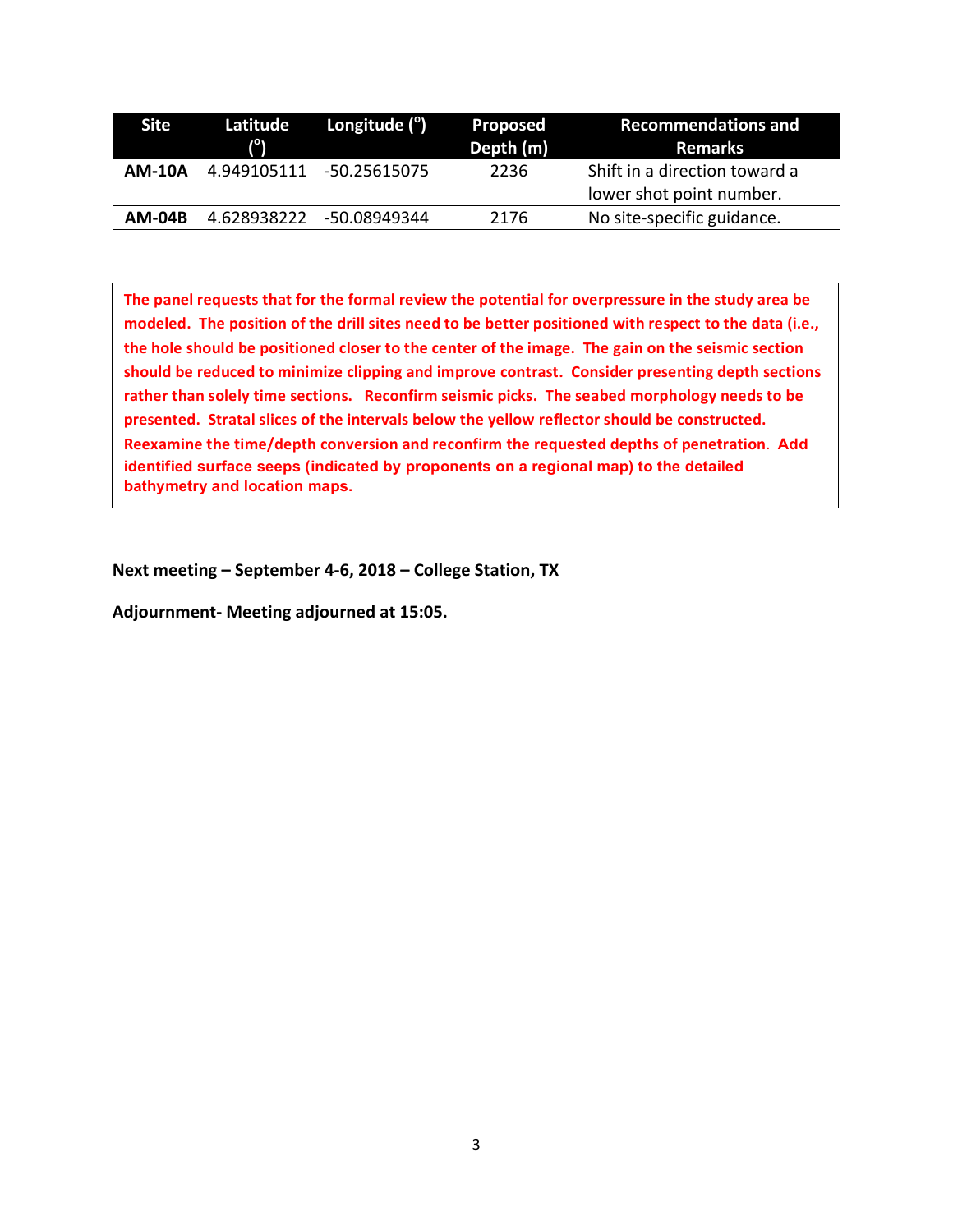| Site | Latitude (°) | Longitude (°) | Proposed Depth (m) | Recommendations and Remarks |
|---|---|---|---|---|
| **AM-10A** | 4.949105111 | -50.25615075 | 2236 | Shift in a direction toward a lower shot point number. |
| **AM-04B** | 4.628938222 | -50.08949344 | 2176 | No site-specific guidance. |

**The panel requests that for the formal review the potential for overpressure in the study area be modeled. The position of the drill sites need to be better positioned with respect to the data (i.e., the hole should be positioned closer to the center of the image. The gain on the seismic section should be reduced to minimize clipping and improve contrast. Consider presenting depth sections rather than solely time sections. Reconfirm seismic picks. The seabed morphology needs to be presented. Stratal slices of the intervals below the yellow reflector should be constructed. Reexamine the time/depth conversion and reconfirm the requested depths of penetration. Add identified surface seeps (indicated by proponents on a regional map) to the detailed bathymetry and location maps.**

**Next meeting – September 4-6, 2018 – College Station, TX**

**Adjournment- Meeting adjourned at 15:05.**